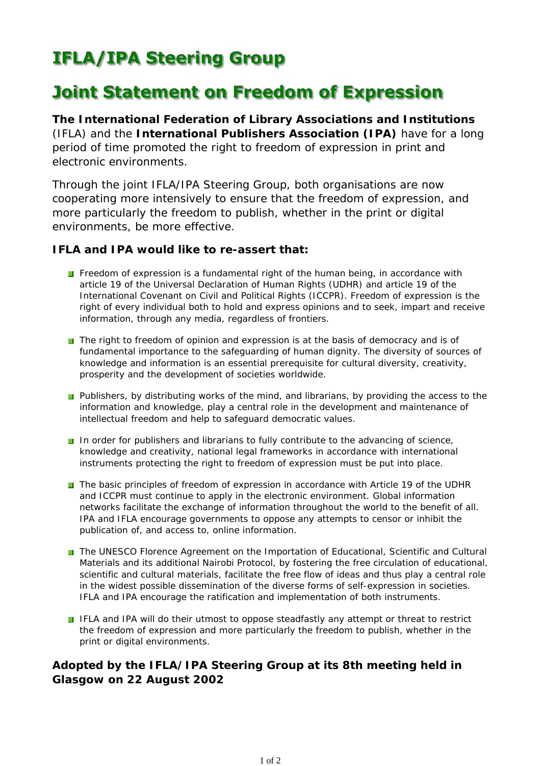# IFLA/IPA Steering Group

# Joint Statement on Freedom of Expression

**The International Federation of Library Associations and Institutions** (IFLA) and the **International Publishers Association (IPA)** have for a long period of time promoted the right to freedom of expression in print and electronic environments.

Through the joint IFLA/IPA Steering Group, both organisations are now cooperating more intensively to ensure that the freedom of expression, and more particularly the freedom to publish, whether in the print or digital environments, be more effective.

### IFLA and IPA would like to re-assert that:

- Freedom of expression is a fundamental right of the human being, in accordance with article 19 of the Universal Declaration of Human Rights (UDHR) and article 19 of the International Covenant on Civil and Political Rights (ICCPR). Freedom of expression is the right of every individual both to hold and express opinions and to seek, impart and receive information, through any media, regardless of frontiers.
- The right to freedom of opinion and expression is at the basis of democracy and is of fundamental importance to the safeguarding of human dignity. The diversity of sources of knowledge and information is an essential prerequisite for cultural diversity, creativity, prosperity and the development of societies worldwide.
- Publishers, by distributing works of the mind, and librarians, by providing the access to the information and knowledge, play a central role in the development and maintenance of intellectual freedom and help to safeguard democratic values.
- In order for publishers and librarians to fully contribute to the advancing of science, knowledge and creativity, national legal frameworks in accordance with international instruments protecting the right to freedom of expression must be put into place.
- The basic principles of freedom of expression in accordance with Article 19 of the UDHR and ICCPR must continue to apply in the electronic environment. Global information networks facilitate the exchange of information throughout the world to the benefit of all. IPA and IFLA encourage governments to oppose any attempts to censor or inhibit the publication of, and access to, online information.
- The UNESCO Florence Agreement on the Importation of Educational, Scientific and Cultural Materials and its additional Nairobi Protocol, by fostering the free circulation of educational, scientific and cultural materials, facilitate the free flow of ideas and thus play a central role in the widest possible dissemination of the diverse forms of self-expression in societies. IFLA and IPA encourage the ratification and implementation of both instruments.
- IFLA and IPA will do their utmost to oppose steadfastly any attempt or threat to restrict the freedom of expression and more particularly the freedom to publish, whether in the print or digital environments.

### Adopted by the IFLA/IPA Steering Group at its 8th meeting held in Glasgow on 22 August 2002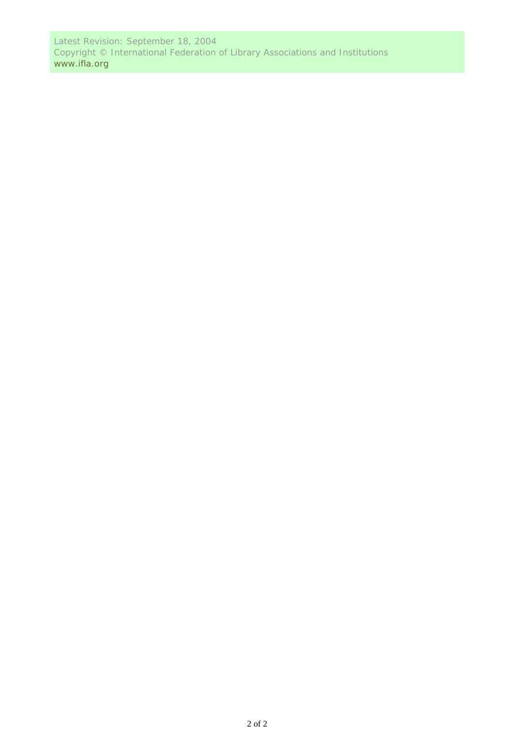Latest Revision: September 18, 2004
Copyright © International Federation of Library Associations and Institutions
www.ifla.org